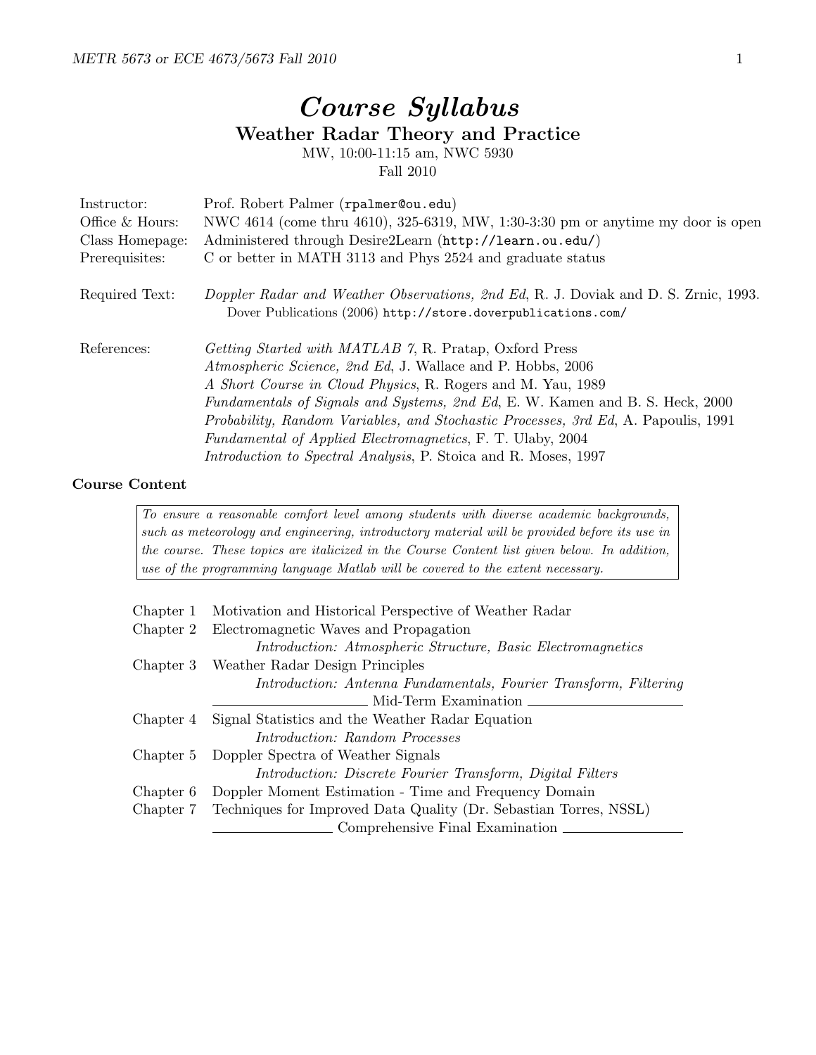# *Course Syllabus*

## Weather Radar Theory and Practice

MW, 10:00-11:15 am, NWC 5930

Fall 2010

| | |
|---|---|
| Instructor: | Prof. Robert Palmer (`rpalmer@ou.edu`) |
| Office & Hours: | NWC 4614 (come thru 4610), 325-6319, MW, 1:30-3:30 pm or anytime my door is open |
| Class Homepage: | Administered through Desire2Learn (`http://learn.ou.edu/`) |
| Prerequisites: | C or better in MATH 3113 and Phys 2524 and graduate status |
| Required Text: | *Doppler Radar and Weather Observations, 2nd Ed*, R. J. Doviak and D. S. Zrnic, 1993. Dover Publications (2006) `http://store.doverpublications.com/` |
| References: | *Getting Started with MATLAB 7*, R. Pratap, Oxford Press |
| | *Atmospheric Science, 2nd Ed*, J. Wallace and P. Hobbs, 2006 |
| | *A Short Course in Cloud Physics*, R. Rogers and M. Yau, 1989 |
| | *Fundamentals of Signals and Systems, 2nd Ed*, E. W. Kamen and B. S. Heck, 2000 |
| | *Probability, Random Variables, and Stochastic Processes, 3rd Ed*, A. Papoulis, 1991 |
| | *Fundamental of Applied Electromagnetics*, F. T. Ulaby, 2004 |
| | *Introduction to Spectral Analysis*, P. Stoica and R. Moses, 1997 |

### Course Content

> *To ensure a reasonable comfort level among students with diverse academic backgrounds, such as meteorology and engineering, introductory material will be provided before its use in the course. These topics are italicized in the Course Content list given below. In addition, use of the programming language Matlab will be covered to the extent necessary.*

| | |
|---|---|
| Chapter 1 | Motivation and Historical Perspective of Weather Radar |
| Chapter 2 | Electromagnetic Waves and Propagation |
| | *Introduction: Atmospheric Structure, Basic Electromagnetics* |
| Chapter 3 | Weather Radar Design Principles |
| | *Introduction: Antenna Fundamentals, Fourier Transform, Filtering* |
| | ———— Mid-Term Examination ———— |
| Chapter 4 | Signal Statistics and the Weather Radar Equation |
| | *Introduction: Random Processes* |
| Chapter 5 | Doppler Spectra of Weather Signals |
| | *Introduction: Discrete Fourier Transform, Digital Filters* |
| Chapter 6 | Doppler Moment Estimation - Time and Frequency Domain |
| Chapter 7 | Techniques for Improved Data Quality (Dr. Sebastian Torres, NSSL) |
| | ———— Comprehensive Final Examination ———— |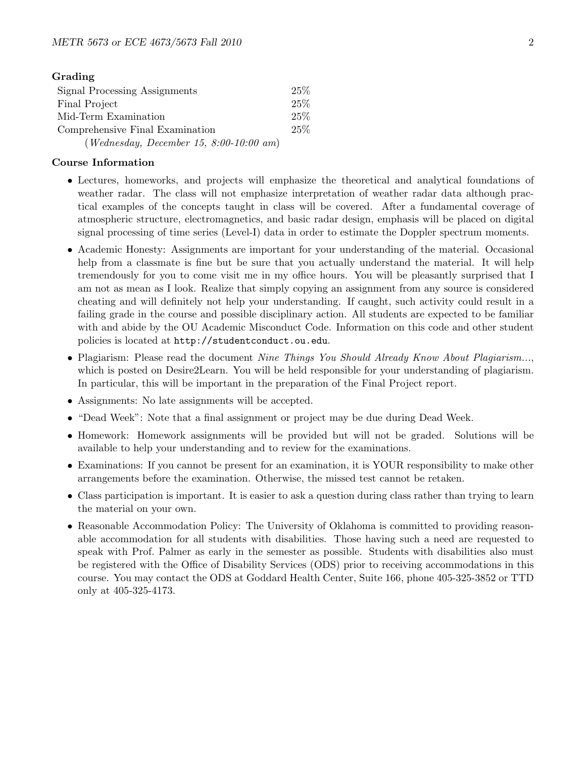## Grading

| | |
|---|---|
| Signal Processing Assignments | 25% |
| Final Project | 25% |
| Mid-Term Examination | 25% |
| Comprehensive Final Examination | 25% |
| (*Wednesday, December 15, 8:00-10:00 am*) | |

## Course Information

- Lectures, homeworks, and projects will emphasize the theoretical and analytical foundations of weather radar. The class will not emphasize interpretation of weather radar data although practical examples of the concepts taught in class will be covered. After a fundamental coverage of atmospheric structure, electromagnetics, and basic radar design, emphasis will be placed on digital signal processing of time series (Level-I) data in order to estimate the Doppler spectrum moments.
- Academic Honesty: Assignments are important for your understanding of the material. Occasional help from a classmate is fine but be sure that you actually understand the material. It will help tremendously for you to come visit me in my office hours. You will be pleasantly surprised that I am not as mean as I look. Realize that simply copying an assignment from any source is considered cheating and will definitely not help your understanding. If caught, such activity could result in a failing grade in the course and possible disciplinary action. All students are expected to be familiar with and abide by the OU Academic Misconduct Code. Information on this code and other student policies is located at `http://studentconduct.ou.edu`.
- Plagiarism: Please read the document *Nine Things You Should Already Know About Plagiarism...*, which is posted on Desire2Learn. You will be held responsible for your understanding of plagiarism. In particular, this will be important in the preparation of the Final Project report.
- Assignments: No late assignments will be accepted.
- "Dead Week": Note that a final assignment or project may be due during Dead Week.
- Homework: Homework assignments will be provided but will not be graded. Solutions will be available to help your understanding and to review for the examinations.
- Examinations: If you cannot be present for an examination, it is YOUR responsibility to make other arrangements before the examination. Otherwise, the missed test cannot be retaken.
- Class participation is important. It is easier to ask a question during class rather than trying to learn the material on your own.
- Reasonable Accommodation Policy: The University of Oklahoma is committed to providing reasonable accommodation for all students with disabilities. Those having such a need are requested to speak with Prof. Palmer as early in the semester as possible. Students with disabilities also must be registered with the Office of Disability Services (ODS) prior to receiving accommodations in this course. You may contact the ODS at Goddard Health Center, Suite 166, phone 405-325-3852 or TTD only at 405-325-4173.